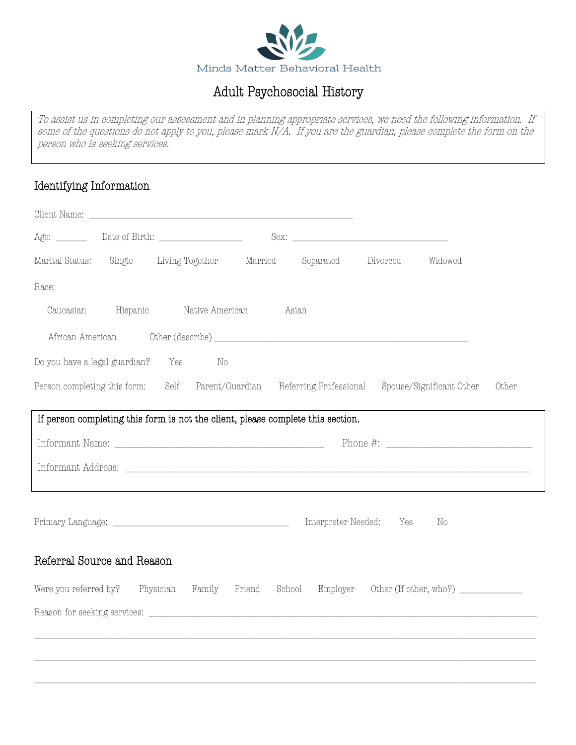Minds Matter Behavioral Health

# Adult Psychosocial History

*To assist us in completing our assessment and in planning appropriate services, we need the following information. If some of the questions do not apply to you, please mark N/A. If you are the guardian, please complete the form on the person who is seeking services.*

## Identifying Information

Client Name: ______________________________________________

Age: _______ Date of Birth: ________________ Sex: ______________________________

Marital Status: Single Living Together Married Separated Divorced Widowed

Race:

Caucasian Hispanic Native American Asian

African American Other (describe) ______________________________________________

Do you have a legal guardian? Yes No

Person completing this form: Self Parent/Guardian Referring Professional Spouse/Significant Other Other

**If person completing this form is not the client, please complete this section.**

Informant Name: ____________________________________ Phone #: __________________________

Informant Address: ________________________________________________________________________

Primary Language: ________________________________ Interpreter Needed: Yes No

## Referral Source and Reason

Were you referred by? Physician Family Friend School Employer Other (If other, who?) ____________

Reason for seeking services: ________________________________________________________________

_______________________________________________________________________________________

_______________________________________________________________________________________

_______________________________________________________________________________________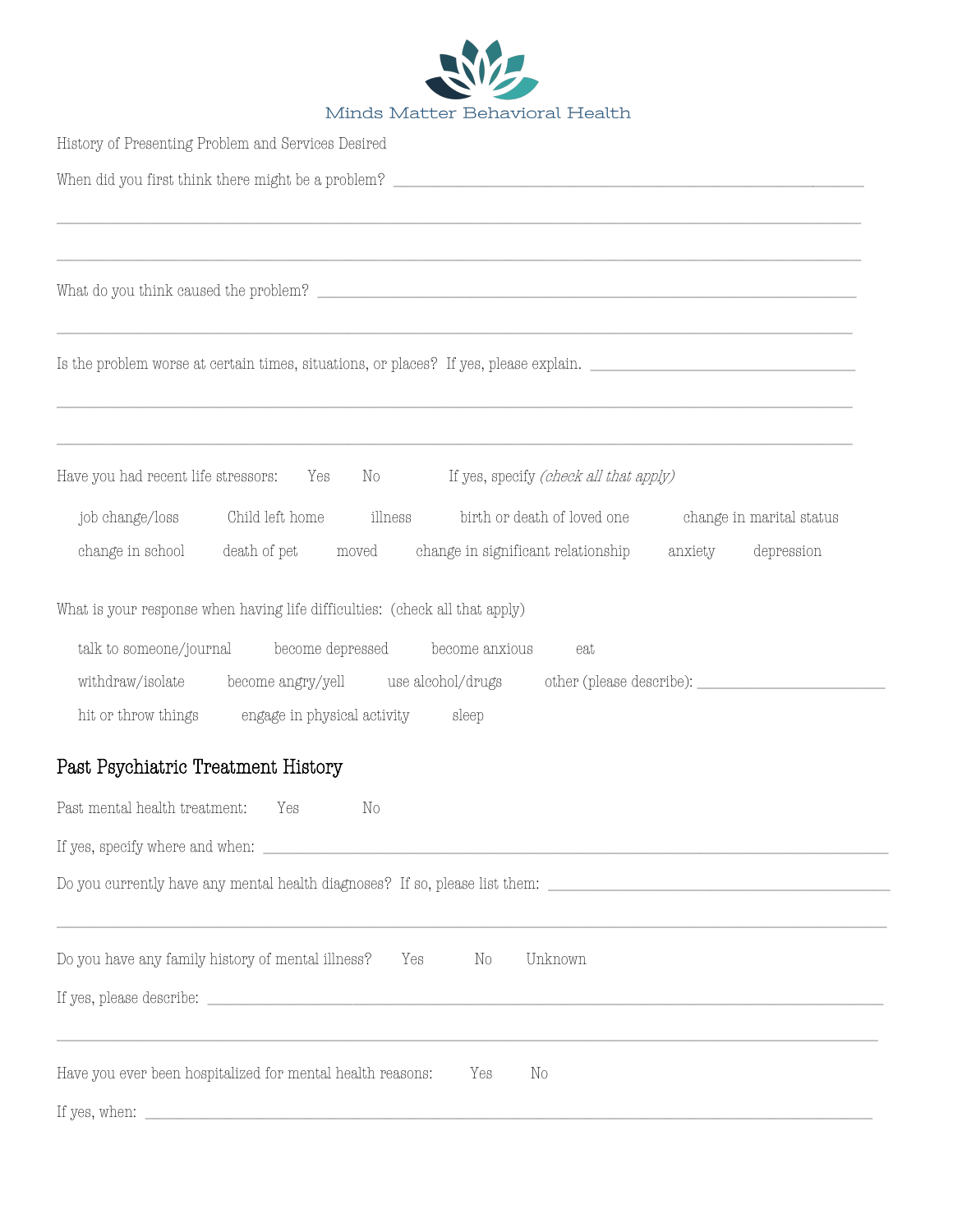Minds Matter Behavioral Health

History of Presenting Problem and Services Desired

When did you first think there might be a problem? ___________________________________________

___________________________________________________________________________

___________________________________________________________________________

What do you think caused the problem? ___________________________________________

___________________________________________________________________________

Is the problem worse at certain times, situations, or places? If yes, please explain. ______________________

___________________________________________________________________________

___________________________________________________________________________

Have you had recent life stressors: Yes No If yes, specify *(check all that apply)*

job change/loss Child left home illness birth or death of loved one change in marital status

change in school death of pet moved change in significant relationship anxiety depression

What is your response when having life difficulties: (check all that apply)

talk to someone/journal become depressed become anxious eat

withdraw/isolate become angry/yell use alcohol/drugs other (please describe): ________________

hit or throw things engage in physical activity sleep

## Past Psychiatric Treatment History

Past mental health treatment: Yes No

If yes, specify where and when: ___________________________________________

Do you currently have any mental health diagnoses? If so, please list them: ______________________

___________________________________________________________________________

Do you have any family history of mental illness? Yes No Unknown

If yes, please describe: ___________________________________________

___________________________________________________________________________

Have you ever been hospitalized for mental health reasons: Yes No

If yes, when: ___________________________________________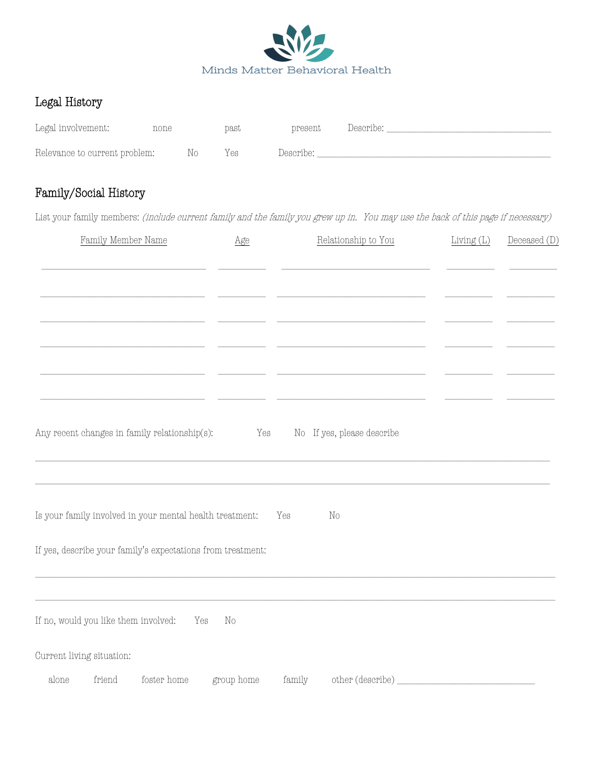Minds Matter Behavioral Health

## Legal History

Legal involvement: none past present Describe: ______________________________

Relevance to current problem: No Yes Describe: ______________________________________

## Family/Social History

List your family members: *(include current family and the family you grew up in. You may use the back of this page if necessary)*

| Family Member Name | Age | Relationship to You | Living (L) | Deceased (D) |
|---|---|---|---|---|
| | | | | |
| | | | | |
| | | | | |
| | | | | |
| | | | | |
| | | | | |

Any recent changes in family relationship(s): Yes No If yes, please describe

______________________________________________________________________________

______________________________________________________________________________

Is your family involved in your mental health treatment: Yes No

If yes, describe your family's expectations from treatment:

______________________________________________________________________________

______________________________________________________________________________

If no, would you like them involved: Yes No

Current living situation:

alone friend foster home group home family other (describe) ________________________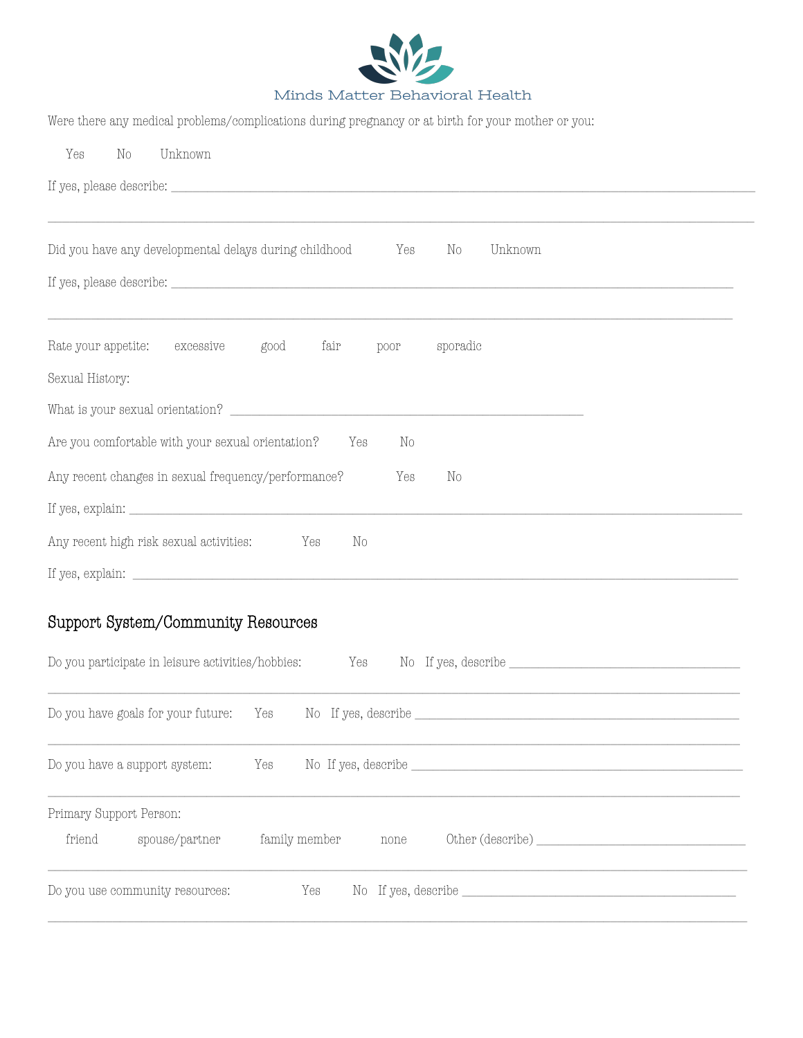Minds Matter Behavioral Health

Were there any medical problems/complications during pregnancy or at birth for your mother or you:

Yes No Unknown

If yes, please describe: ______________________________________________________________________________

______________________________________________________________________________

Did you have any developmental delays during childhood Yes No Unknown

If yes, please describe: ______________________________________________________________________________

______________________________________________________________________________

Rate your appetite: excessive good fair poor sporadic

Sexual History:

What is your sexual orientation? ________________________________________

Are you comfortable with your sexual orientation? Yes No

Any recent changes in sexual frequency/performance? Yes No

If yes, explain: ______________________________________________________________________________

Any recent high risk sexual activities: Yes No

If yes, explain: ______________________________________________________________________________

## Support System/Community Resources

Do you participate in leisure activities/hobbies: Yes No If yes, describe ______________________________

______________________________________________________________________________

Do you have goals for your future: Yes No If yes, describe ______________________________

______________________________________________________________________________

Do you have a support system: Yes No If yes, describe ______________________________

______________________________________________________________________________

Primary Support Person:

friend spouse/partner family member none Other (describe) ______________________

______________________________________________________________________________

Do you use community resources: Yes No If yes, describe ______________________________

______________________________________________________________________________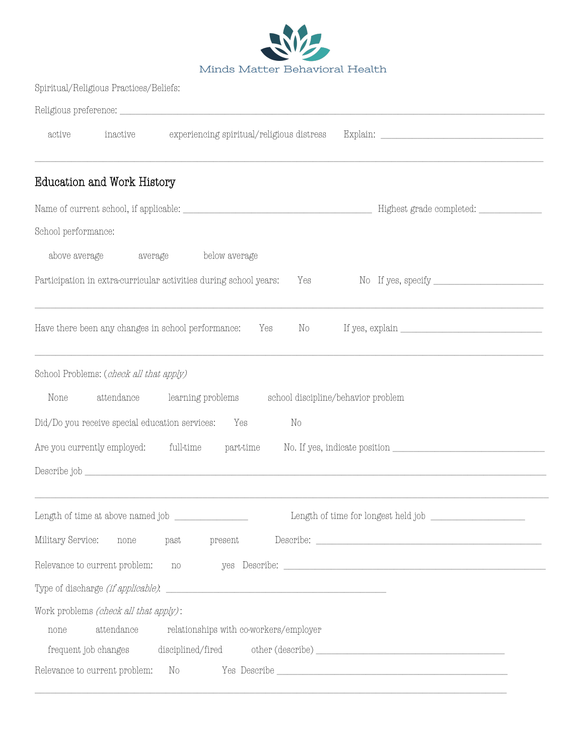Minds Matter Behavioral Health

Spiritual/Religious Practices/Beliefs:

Religious preference: ______________________________________________________________________

active   inactive   experiencing spiritual/religious distress   Explain: ______________________________

______________________________________________________________________________________

## Education and Work History

Name of current school, if applicable: ________________________________ Highest grade completed: __________

School performance:

above average   average   below average

Participation in extra-curricular activities during school years:   Yes   No   If yes, specify ____________________

______________________________________________________________________________________

Have there been any changes in school performance:   Yes   No   If yes, explain ___________________________

______________________________________________________________________________________

School Problems: (*check all that apply*)

None   attendance   learning problems   school discipline/behavior problem

Did/Do you receive special education services:   Yes   No

Are you currently employed:   full-time   part-time   No. If yes, indicate position ____________________________

Describe job ___________________________________________________________________________________

______________________________________________________________________________________

Length of time at above named job ______________   Length of time for longest held job _________________

Military Service:   none   past   present   Describe: __________________________________________

Relevance to current problem:   no   yes   Describe: _____________________________________________

Type of discharge *(if applicable)*: ________________________________________

Work problems *(check all that apply)* :

none   attendance   relationships with co-workers/employer

frequent job changes   disciplined/fired   other (describe) ____________________________________

Relevance to current problem:   No   Yes   Describe _____________________________________________

______________________________________________________________________________________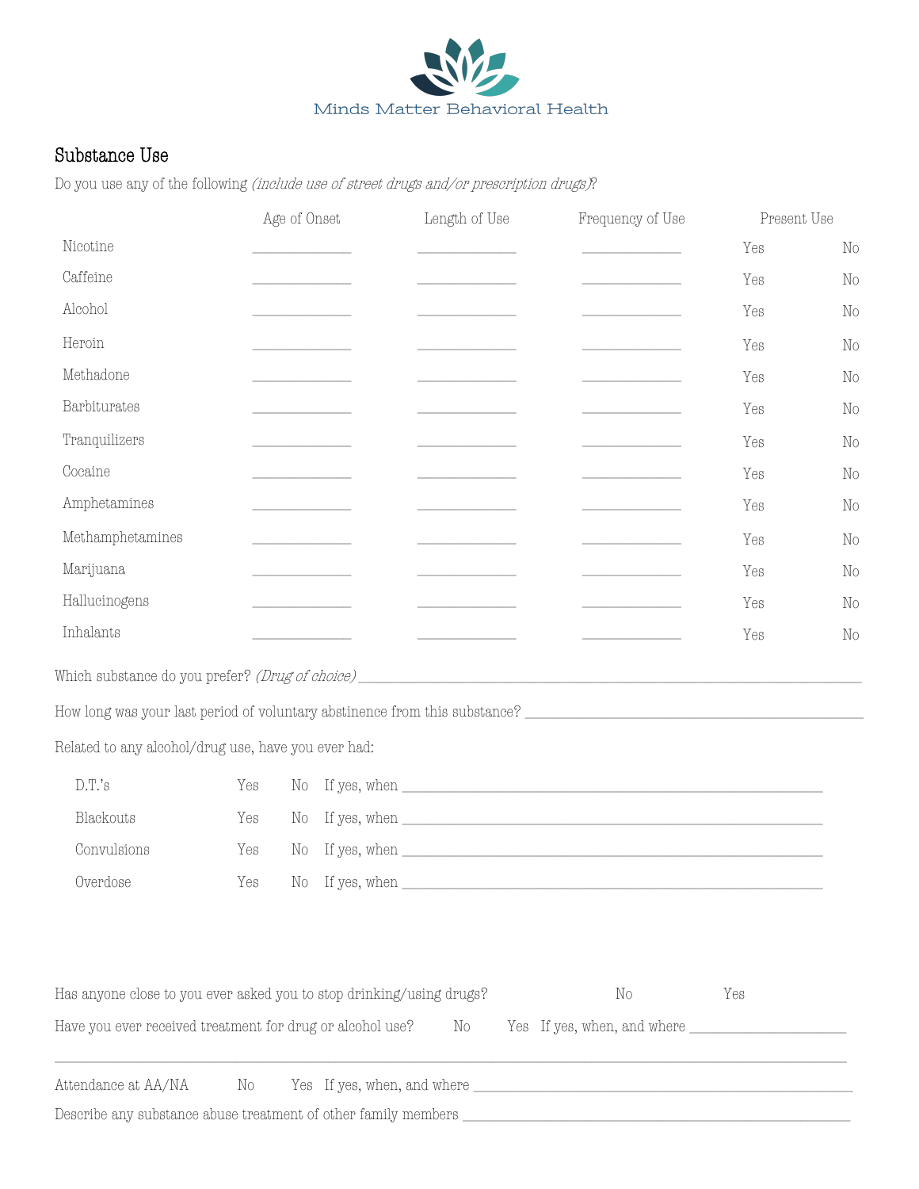Minds Matter Behavioral Health

## Substance Use

Do you use any of the following *(include use of street drugs and/or prescription drugs)*?

| | Age of Onset | Length of Use | Frequency of Use | Present Use | |
|---|---|---|---|---|---|
| Nicotine | ___________ | ___________ | ___________ | Yes | No |
| Caffeine | ___________ | ___________ | ___________ | Yes | No |
| Alcohol | ___________ | ___________ | ___________ | Yes | No |
| Heroin | ___________ | ___________ | ___________ | Yes | No |
| Methadone | ___________ | ___________ | ___________ | Yes | No |
| Barbiturates | ___________ | ___________ | ___________ | Yes | No |
| Tranquilizers | ___________ | ___________ | ___________ | Yes | No |
| Cocaine | ___________ | ___________ | ___________ | Yes | No |
| Amphetamines | ___________ | ___________ | ___________ | Yes | No |
| Methamphetamines | ___________ | ___________ | ___________ | Yes | No |
| Marijuana | ___________ | ___________ | ___________ | Yes | No |
| Hallucinogens | ___________ | ___________ | ___________ | Yes | No |
| Inhalants | ___________ | ___________ | ___________ | Yes | No |

Which substance do you prefer? *(Drug of choice)* ________________________________________________

How long was your last period of voluntary abstinence from this substance? ______________________________

Related to any alcohol/drug use, have you ever had:

| | | | |
|---|---|---|---|
| D.T.'s | Yes | No | If yes, when ________________________________ |
| Blackouts | Yes | No | If yes, when ________________________________ |
| Convulsions | Yes | No | If yes, when ________________________________ |
| Overdose | Yes | No | If yes, when ________________________________ |

Has anyone close to you ever asked you to stop drinking/using drugs? No Yes

Have you ever received treatment for drug or alcohol use? No Yes If yes, when, and where ____________________

______________________________________________________________________________

Attendance at AA/NA No Yes If yes, when, and where ______________________________________

Describe any substance abuse treatment of other family members ______________________________________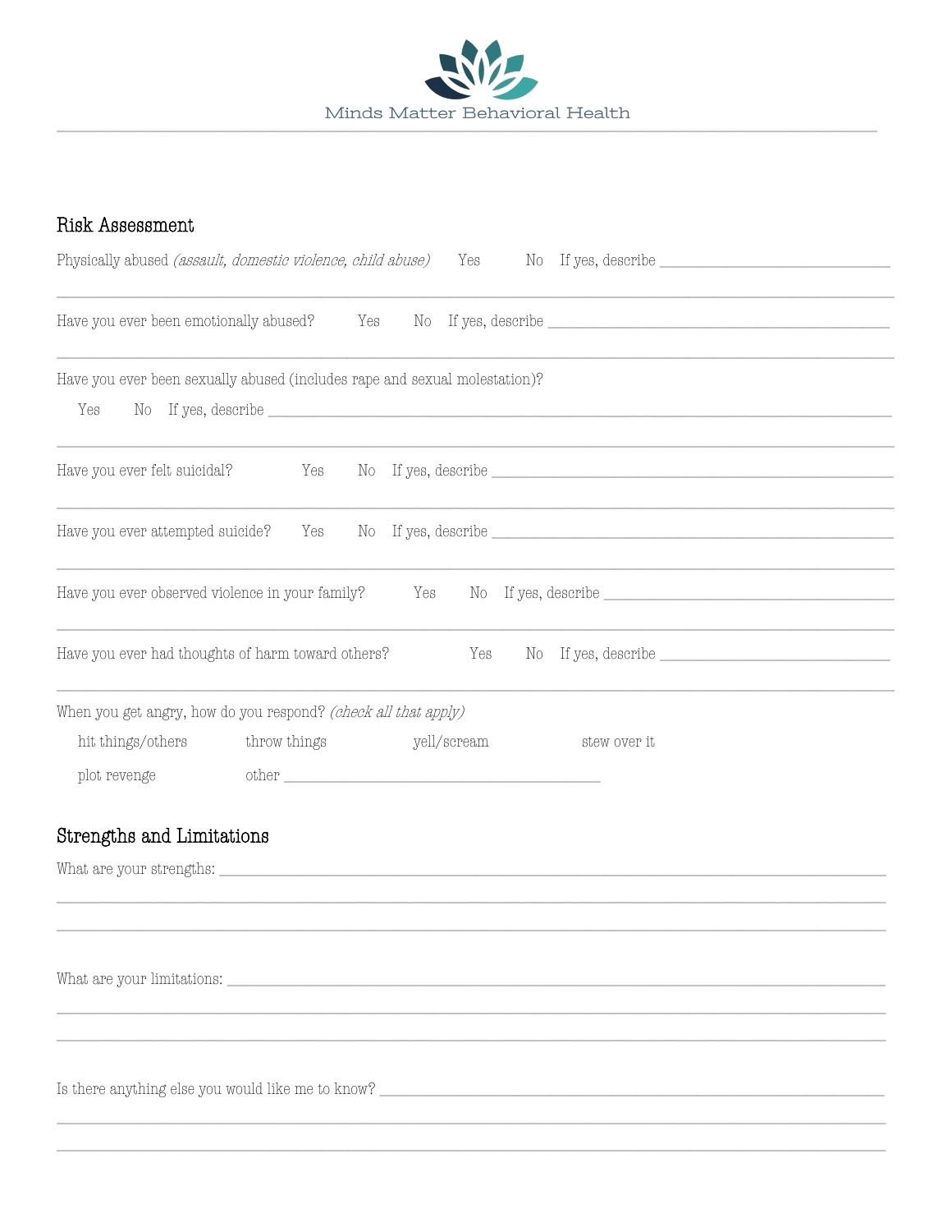Minds Matter Behavioral Health

## Risk Assessment

Physically abused *(assault, domestic violence, child abuse)* Yes No If yes, describe ______________________________

______________________________________________________________________________

Have you ever been emotionally abused? Yes No If yes, describe ______________________________

______________________________________________________________________________

Have you ever been sexually abused (includes rape and sexual molestation)?

Yes No If yes, describe ______________________________

______________________________________________________________________________

Have you ever felt suicidal? Yes No If yes, describe ______________________________

______________________________________________________________________________

Have you ever attempted suicide? Yes No If yes, describe ______________________________

______________________________________________________________________________

Have you ever observed violence in your family? Yes No If yes, describe ______________________________

______________________________________________________________________________

Have you ever had thoughts of harm toward others? Yes No If yes, describe ______________________________

______________________________________________________________________________

When you get angry, how do you respond? *(check all that apply)*

hit things/others throw things yell/scream stew over it

plot revenge other ______________________________

## Strengths and Limitations

What are your strengths: ______________________________

______________________________________________________________________________

______________________________________________________________________________

What are your limitations: ______________________________

______________________________________________________________________________

______________________________________________________________________________

Is there anything else you would like me to know? ______________________________

______________________________________________________________________________

______________________________________________________________________________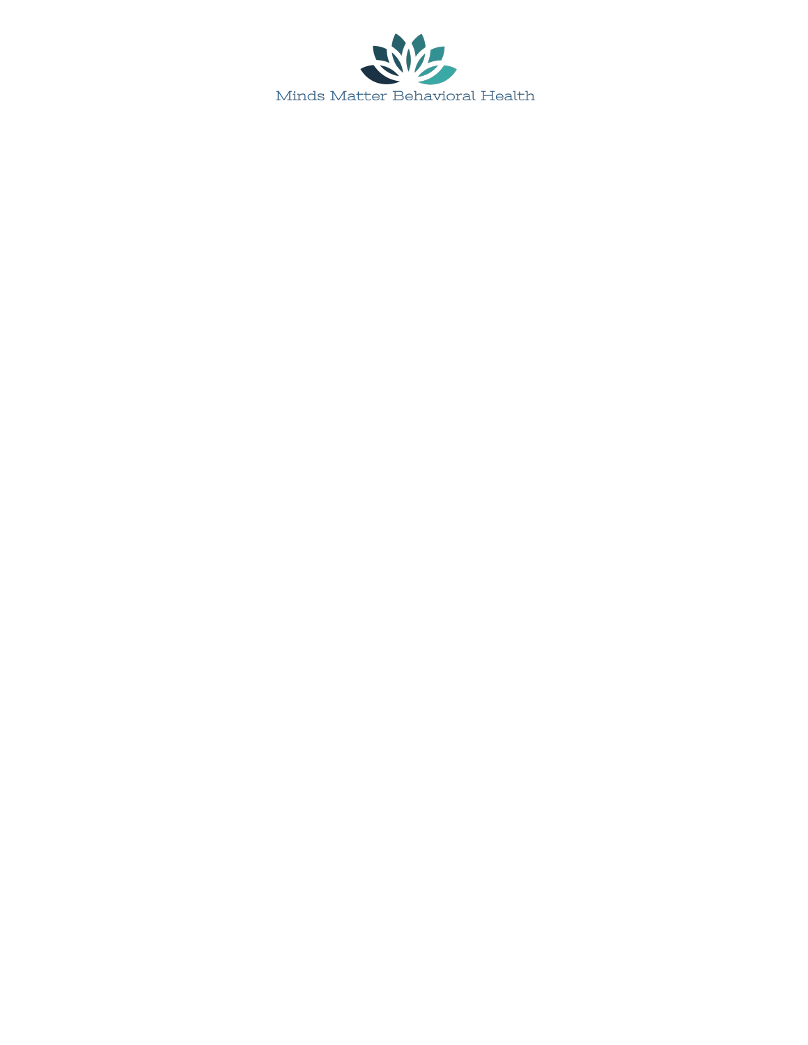Minds Matter Behavioral Health